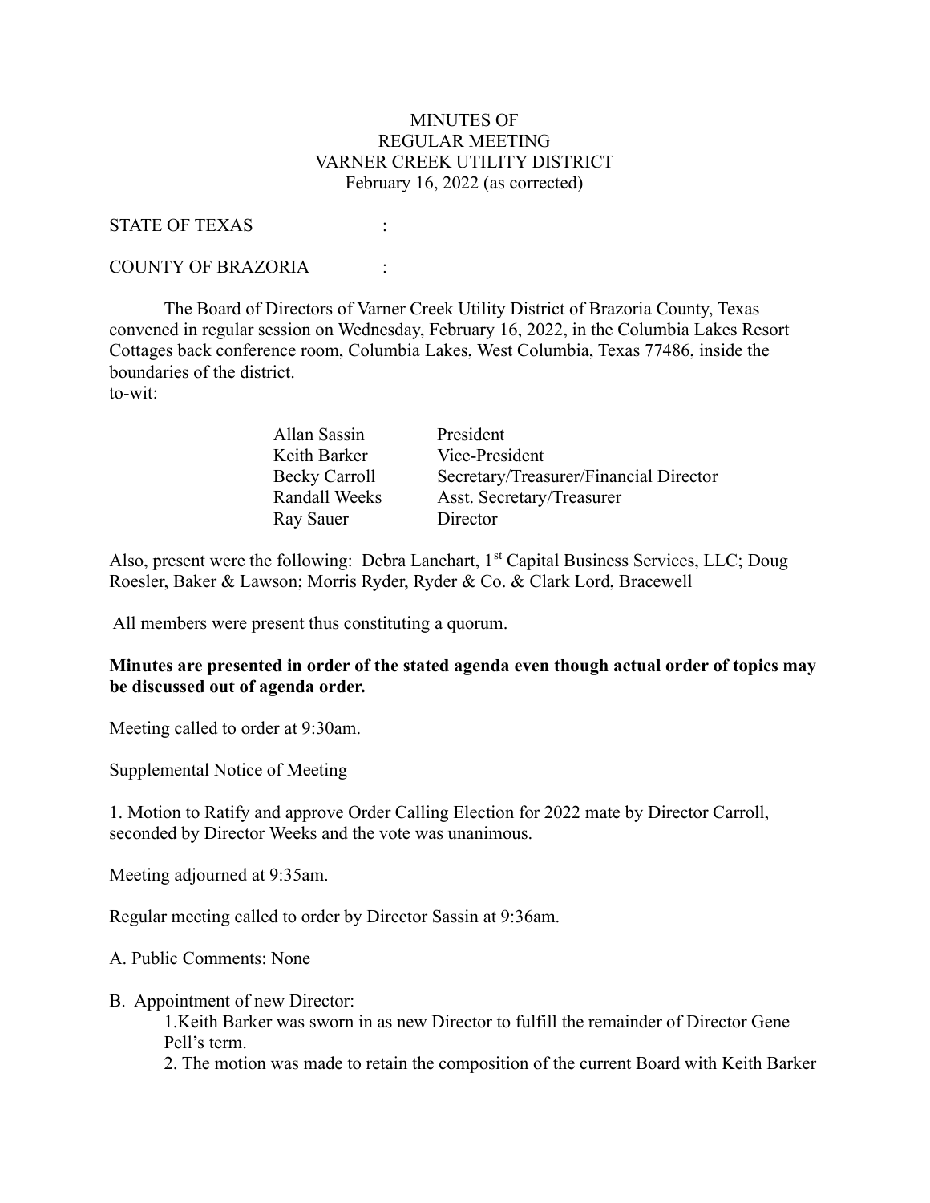# MINUTES OF
# REGULAR MEETING
# VARNER CREEK UTILITY DISTRICT
February 16, 2022 (as corrected)

STATE OF TEXAS :

COUNTY OF BRAZORIA :

The Board of Directors of Varner Creek Utility District of Brazoria County, Texas convened in regular session on Wednesday, February 16, 2022, in the Columbia Lakes Resort Cottages back conference room, Columbia Lakes, West Columbia, Texas 77486, inside the boundaries of the district.
to-wit:

| | |
|---|---|
| Allan Sassin | President |
| Keith Barker | Vice-President |
| Becky Carroll | Secretary/Treasurer/Financial Director |
| Randall Weeks | Asst. Secretary/Treasurer |
| Ray Sauer | Director |

Also, present were the following: Debra Lanehart, 1st Capital Business Services, LLC; Doug Roesler, Baker & Lawson; Morris Ryder, Ryder & Co. & Clark Lord, Bracewell

All members were present thus constituting a quorum.

**Minutes are presented in order of the stated agenda even though actual order of topics may be discussed out of agenda order.**

Meeting called to order at 9:30am.

Supplemental Notice of Meeting

1. Motion to Ratify and approve Order Calling Election for 2022 mate by Director Carroll, seconded by Director Weeks and the vote was unanimous.

Meeting adjourned at 9:35am.

Regular meeting called to order by Director Sassin at 9:36am.

A. Public Comments: None

B. Appointment of new Director:

1. Keith Barker was sworn in as new Director to fulfill the remainder of Director Gene Pell's term.
2. The motion was made to retain the composition of the current Board with Keith Barker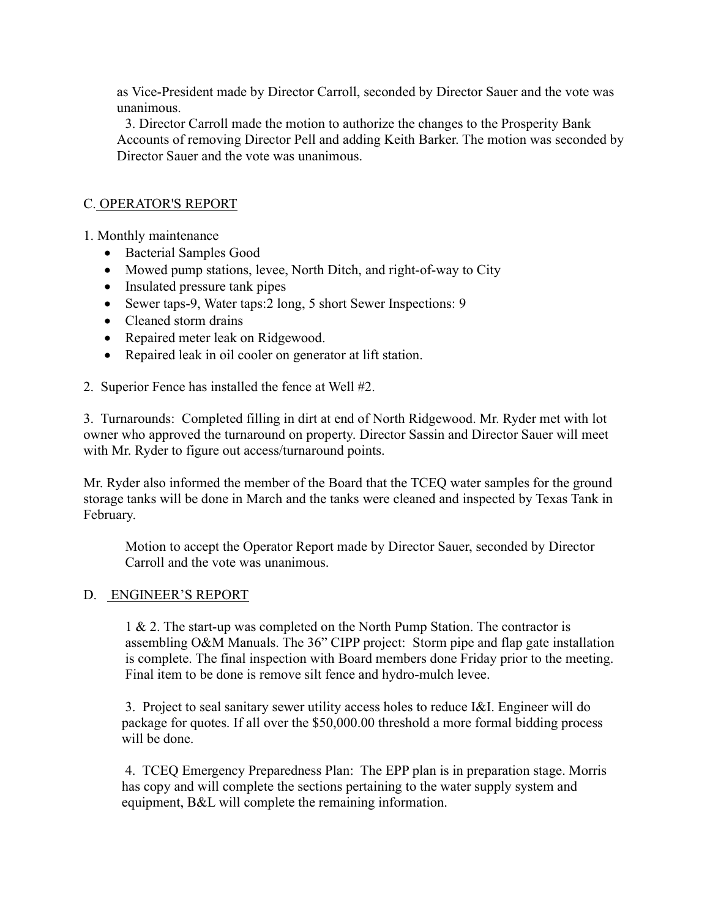as Vice-President made by Director Carroll, seconded by Director Sauer and the vote was unanimous.

3. Director Carroll made the motion to authorize the changes to the Prosperity Bank Accounts of removing Director Pell and adding Keith Barker. The motion was seconded by Director Sauer and the vote was unanimous.

## C. OPERATOR'S REPORT

1. Monthly maintenance
   - Bacterial Samples Good
   - Mowed pump stations, levee, North Ditch, and right-of-way to City
   - Insulated pressure tank pipes
   - Sewer taps-9, Water taps:2 long, 5 short Sewer Inspections: 9
   - Cleaned storm drains
   - Repaired meter leak on Ridgewood.
   - Repaired leak in oil cooler on generator at lift station.

2. Superior Fence has installed the fence at Well #2.

3. Turnarounds: Completed filling in dirt at end of North Ridgewood. Mr. Ryder met with lot owner who approved the turnaround on property. Director Sassin and Director Sauer will meet with Mr. Ryder to figure out access/turnaround points.

Mr. Ryder also informed the member of the Board that the TCEQ water samples for the ground storage tanks will be done in March and the tanks were cleaned and inspected by Texas Tank in February.

Motion to accept the Operator Report made by Director Sauer, seconded by Director Carroll and the vote was unanimous.

## D. ENGINEER'S REPORT

1 & 2. The start-up was completed on the North Pump Station. The contractor is assembling O&M Manuals. The 36" CIPP project: Storm pipe and flap gate installation is complete. The final inspection with Board members done Friday prior to the meeting. Final item to be done is remove silt fence and hydro-mulch levee.

3. Project to seal sanitary sewer utility access holes to reduce I&I. Engineer will do package for quotes. If all over the $50,000.00 threshold a more formal bidding process will be done.

4. TCEQ Emergency Preparedness Plan: The EPP plan is in preparation stage. Morris has copy and will complete the sections pertaining to the water supply system and equipment, B&L will complete the remaining information.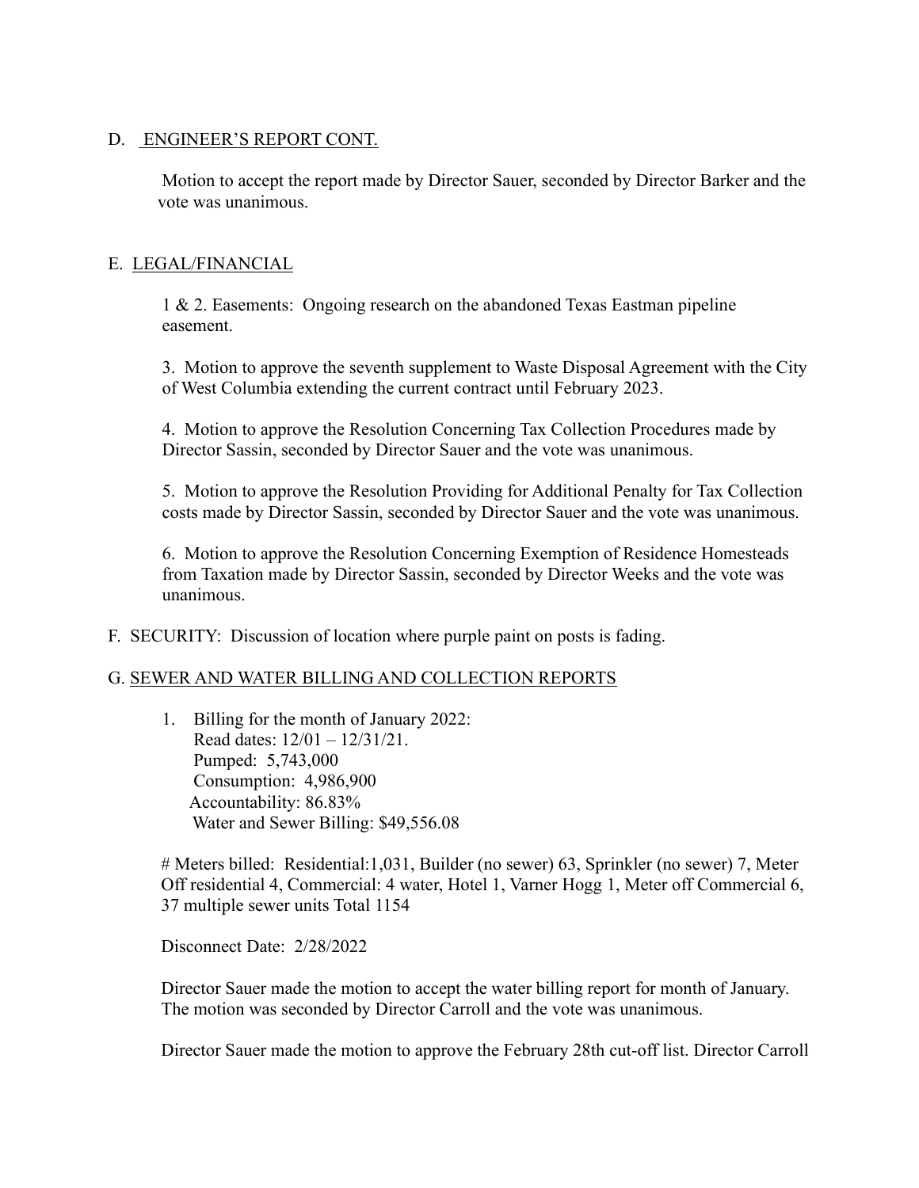D. <u>ENGINEER'S REPORT CONT.</u>

Motion to accept the report made by Director Sauer, seconded by Director Barker and the vote was unanimous.

E. <u>LEGAL/FINANCIAL</u>

1 & 2. Easements: Ongoing research on the abandoned Texas Eastman pipeline easement.

3. Motion to approve the seventh supplement to Waste Disposal Agreement with the City of West Columbia extending the current contract until February 2023.

4. Motion to approve the Resolution Concerning Tax Collection Procedures made by Director Sassin, seconded by Director Sauer and the vote was unanimous.

5. Motion to approve the Resolution Providing for Additional Penalty for Tax Collection costs made by Director Sassin, seconded by Director Sauer and the vote was unanimous.

6. Motion to approve the Resolution Concerning Exemption of Residence Homesteads from Taxation made by Director Sassin, seconded by Director Weeks and the vote was unanimous.

F. SECURITY: Discussion of location where purple paint on posts is fading.

G. <u>SEWER AND WATER BILLING AND COLLECTION REPORTS</u>

1. Billing for the month of January 2022:
   Read dates: 12/01 – 12/31/21.
   Pumped: 5,743,000
   Consumption: 4,986,900
   Accountability: 86.83%
   Water and Sewer Billing: $49,556.08

# Meters billed: Residential:1,031, Builder (no sewer) 63, Sprinkler (no sewer) 7, Meter Off residential 4, Commercial: 4 water, Hotel 1, Varner Hogg 1, Meter off Commercial 6, 37 multiple sewer units Total 1154

Disconnect Date: 2/28/2022

Director Sauer made the motion to accept the water billing report for month of January. The motion was seconded by Director Carroll and the vote was unanimous.

Director Sauer made the motion to approve the February 28th cut-off list. Director Carroll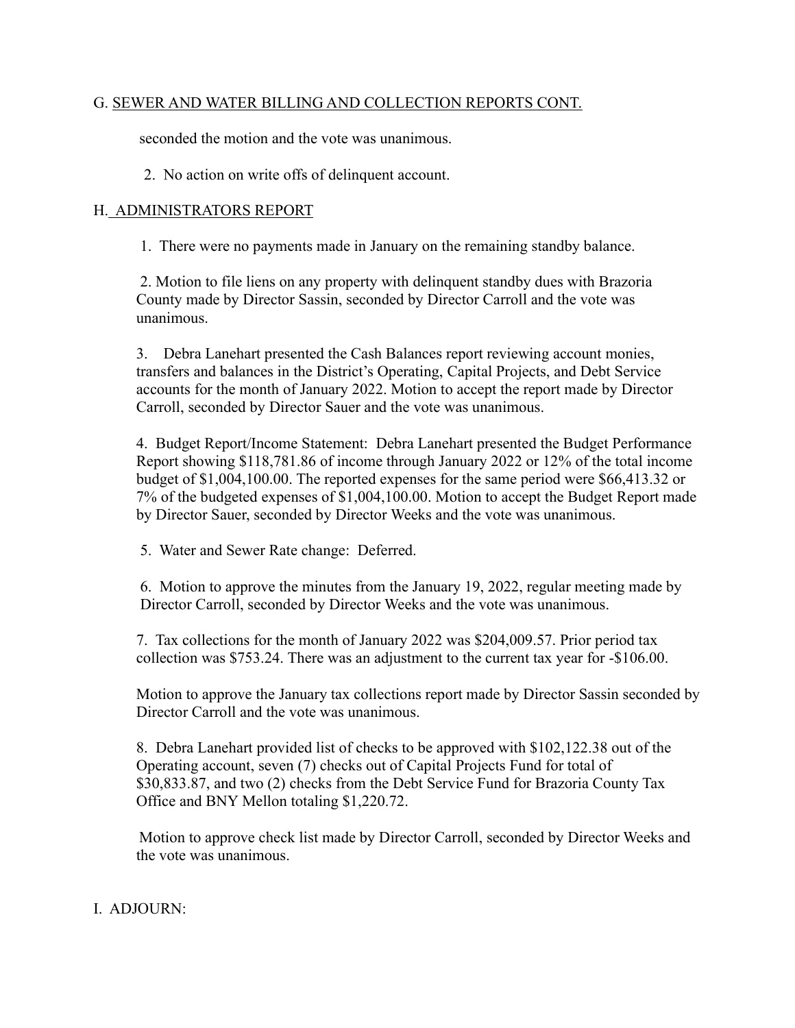G. <u>SEWER AND WATER BILLING AND COLLECTION REPORTS CONT.</u>

seconded the motion and the vote was unanimous.

2. No action on write offs of delinquent account.

H. <u>ADMINISTRATORS REPORT</u>

1. There were no payments made in January on the remaining standby balance.

2. Motion to file liens on any property with delinquent standby dues with Brazoria County made by Director Sassin, seconded by Director Carroll and the vote was unanimous.

3. Debra Lanehart presented the Cash Balances report reviewing account monies, transfers and balances in the District's Operating, Capital Projects, and Debt Service accounts for the month of January 2022. Motion to accept the report made by Director Carroll, seconded by Director Sauer and the vote was unanimous.

4. Budget Report/Income Statement: Debra Lanehart presented the Budget Performance Report showing $118,781.86 of income through January 2022 or 12% of the total income budget of $1,004,100.00. The reported expenses for the same period were $66,413.32 or 7% of the budgeted expenses of $1,004,100.00. Motion to accept the Budget Report made by Director Sauer, seconded by Director Weeks and the vote was unanimous.

5. Water and Sewer Rate change: Deferred.

6. Motion to approve the minutes from the January 19, 2022, regular meeting made by Director Carroll, seconded by Director Weeks and the vote was unanimous.

7. Tax collections for the month of January 2022 was $204,009.57. Prior period tax collection was $753.24. There was an adjustment to the current tax year for -$106.00.

Motion to approve the January tax collections report made by Director Sassin seconded by Director Carroll and the vote was unanimous.

8. Debra Lanehart provided list of checks to be approved with $102,122.38 out of the Operating account, seven (7) checks out of Capital Projects Fund for total of $30,833.87, and two (2) checks from the Debt Service Fund for Brazoria County Tax Office and BNY Mellon totaling $1,220.72.

Motion to approve check list made by Director Carroll, seconded by Director Weeks and the vote was unanimous.

I. ADJOURN: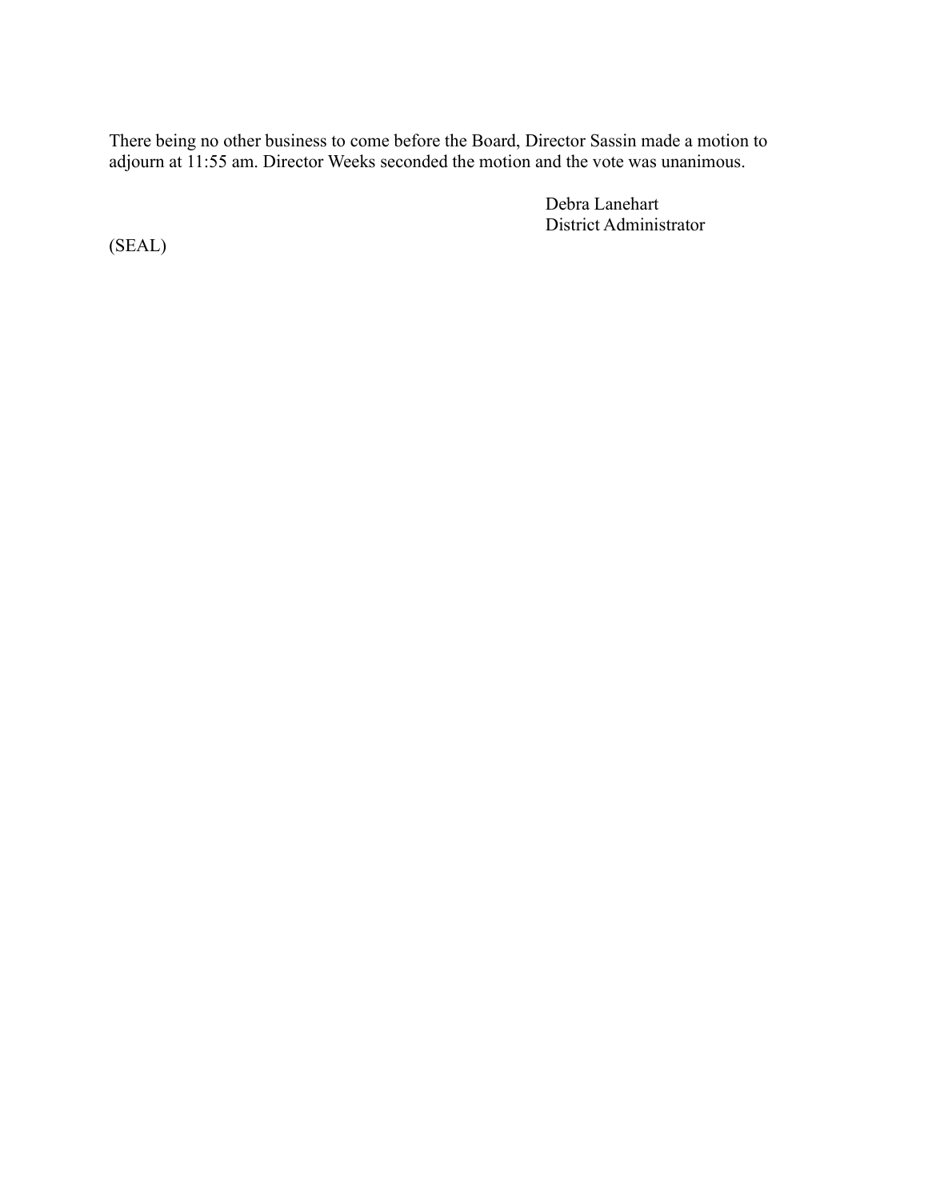There being no other business to come before the Board, Director Sassin made a motion to adjourn at 11:55 am. Director Weeks seconded the motion and the vote was unanimous.

Debra Lanehart
District Administrator

(SEAL)